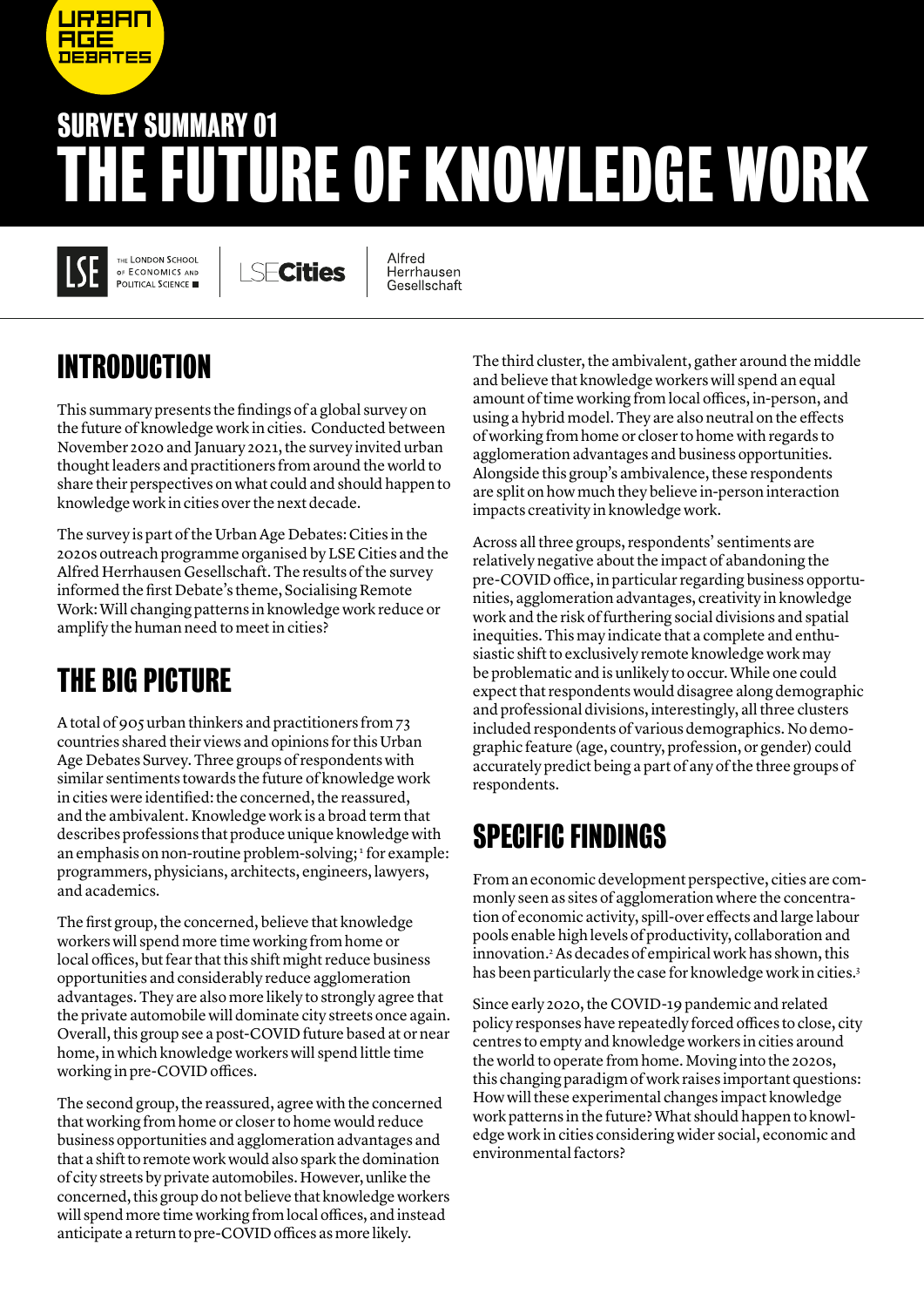URBAN AGE DEBATES

## SURVEY SUMMARY 01

# THE FUTURE OF KNOWLEDGE WORK

THE LONDON SCHOOL OF ECONOMICS AND POLITICAL SCIENCE | LSECities | Alfred Herrhausen Gesellschaft

## INTRODUCTION

This summary presents the findings of a global survey on the future of knowledge work in cities. Conducted between November 2020 and January 2021, the survey invited urban thought leaders and practitioners from around the world to share their perspectives on what could and should happen to knowledge work in cities over the next decade.

The survey is part of the Urban Age Debates: Cities in the 2020s outreach programme organised by LSE Cities and the Alfred Herrhausen Gesellschaft. The results of the survey informed the first Debate's theme, Socialising Remote Work: Will changing patterns in knowledge work reduce or amplify the human need to meet in cities?

## THE BIG PICTURE

A total of 905 urban thinkers and practitioners from 73 countries shared their views and opinions for this Urban Age Debates Survey. Three groups of respondents with similar sentiments towards the future of knowledge work in cities were identified: the concerned, the reassured, and the ambivalent. Knowledge work is a broad term that describes professions that produce unique knowledge with an emphasis on non-routine problem-solving;[1] for example: programmers, physicians, architects, engineers, lawyers, and academics.

The first group, the concerned, believe that knowledge workers will spend more time working from home or local offices, but fear that this shift might reduce business opportunities and considerably reduce agglomeration advantages. They are also more likely to strongly agree that the private automobile will dominate city streets once again. Overall, this group see a post-COVID future based at or near home, in which knowledge workers will spend little time working in pre-COVID offices.

The second group, the reassured, agree with the concerned that working from home or closer to home would reduce business opportunities and agglomeration advantages and that a shift to remote work would also spark the domination of city streets by private automobiles. However, unlike the concerned, this group do not believe that knowledge workers will spend more time working from local offices, and instead anticipate a return to pre-COVID offices as more likely.

The third cluster, the ambivalent, gather around the middle and believe that knowledge workers will spend an equal amount of time working from local offices, in-person, and using a hybrid model. They are also neutral on the effects of working from home or closer to home with regards to agglomeration advantages and business opportunities. Alongside this group's ambivalence, these respondents are split on how much they believe in-person interaction impacts creativity in knowledge work.

Across all three groups, respondents' sentiments are relatively negative about the impact of abandoning the pre-COVID office, in particular regarding business opportunities, agglomeration advantages, creativity in knowledge work and the risk of furthering social divisions and spatial inequities. This may indicate that a complete and enthusiastic shift to exclusively remote knowledge work may be problematic and is unlikely to occur. While one could expect that respondents would disagree along demographic and professional divisions, interestingly, all three clusters included respondents of various demographics. No demographic feature (age, country, profession, or gender) could accurately predict being a part of any of the three groups of respondents.

## SPECIFIC FINDINGS

From an economic development perspective, cities are commonly seen as sites of agglomeration where the concentration of economic activity, spill-over effects and large labour pools enable high levels of productivity, collaboration and innovation.[2] As decades of empirical work has shown, this has been particularly the case for knowledge work in cities.[3]

Since early 2020, the COVID-19 pandemic and related policy responses have repeatedly forced offices to close, city centres to empty and knowledge workers in cities around the world to operate from home. Moving into the 2020s, this changing paradigm of work raises important questions: How will these experimental changes impact knowledge work patterns in the future? What should happen to knowledge work in cities considering wider social, economic and environmental factors?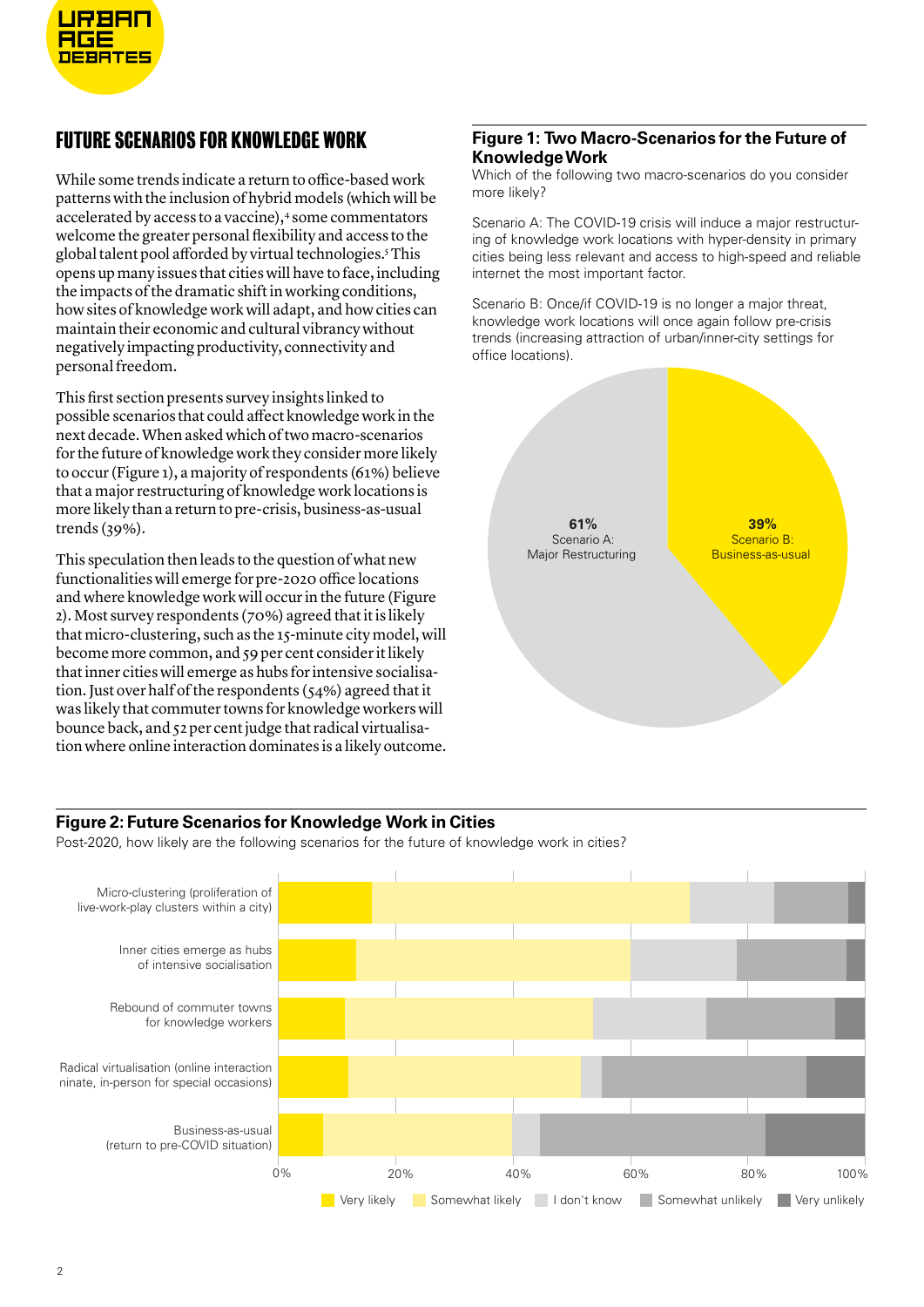## FUTURE SCENARIOS FOR KNOWLEDGE WORK

While some trends indicate a return to office-based work patterns with the inclusion of hybrid models (which will be accelerated by access to a vaccine),[4] some commentators welcome the greater personal flexibility and access to the global talent pool afforded by virtual technologies.[5] This opens up many issues that cities will have to face, including the impacts of the dramatic shift in working conditions, how sites of knowledge work will adapt, and how cities can maintain their economic and cultural vibrancy without negatively impacting productivity, connectivity and personal freedom.

This first section presents survey insights linked to possible scenarios that could affect knowledge work in the next decade. When asked which of two macro-scenarios for the future of knowledge work they consider more likely to occur (Figure 1), a majority of respondents (61%) believe that a major restructuring of knowledge work locations is more likely than a return to pre-crisis, business-as-usual trends (39%).

This speculation then leads to the question of what new functionalities will emerge for pre-2020 office locations and where knowledge work will occur in the future (Figure 2). Most survey respondents (70%) agreed that it is likely that micro-clustering, such as the 15-minute city model, will become more common, and 59 per cent consider it likely that inner cities will emerge as hubs for intensive socialisation. Just over half of the respondents (54%) agreed that it was likely that commuter towns for knowledge workers will bounce back, and 52 per cent judge that radical virtualisation where online interaction dominates is a likely outcome.

**Figure 1: Two Macro-Scenarios for the Future of Knowledge Work**

Which of the following two macro-scenarios do you consider more likely?

Scenario A: The COVID-19 crisis will induce a major restructuring of knowledge work locations with hyper-density in primary cities being less relevant and access to high-speed and reliable internet the most important factor.

Scenario B: Once/if COVID-19 is no longer a major threat, knowledge work locations will once again follow pre-crisis trends (increasing attraction of urban/inner-city settings for office locations).

| Scenario | Share |
|---|---|
| Scenario A: Major Restructuring | 61% |
| Scenario B: Business-as-usual | 39% |

**Figure 2: Future Scenarios for Knowledge Work in Cities**

Post-2020, how likely are the following scenarios for the future of knowledge work in cities?

Categories: Micro-clustering (proliferation of live-work-play clusters within a city); Inner cities emerge as hubs of intensive socialisation; Rebound of commuter towns for knowledge workers; Radical virtualisation (online interaction ninate, in-person for special occasions); Business-as-usual (return to pre-COVID situation)

Legend: Very likely; Somewhat likely; I don't know; Somewhat unlikely; Very unlikely

Axis: 0%, 20%, 40%, 60%, 80%, 100%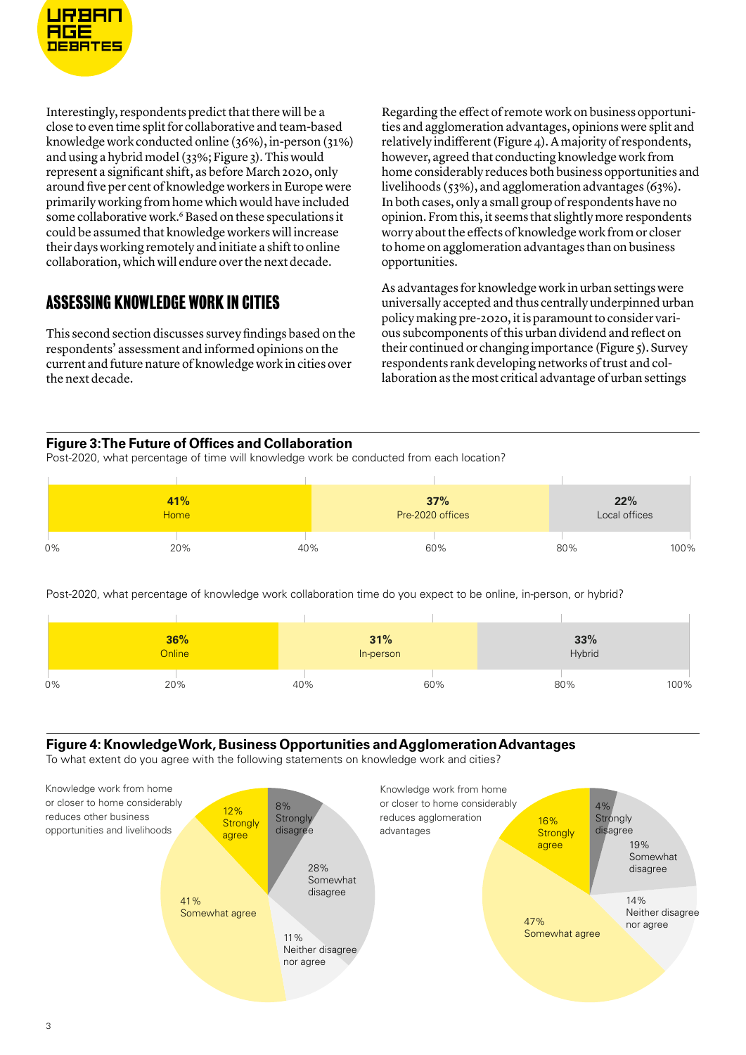Interestingly, respondents predict that there will be a close to even time split for collaborative and team-based knowledge work conducted online (36%), in-person (31%) and using a hybrid model (33%; Figure 3). This would represent a significant shift, as before March 2020, only around five per cent of knowledge workers in Europe were primarily working from home which would have included some collaborative work.[6] Based on these speculations it could be assumed that knowledge workers will increase their days working remotely and initiate a shift to online collaboration, which will endure over the next decade.

## ASSESSING KNOWLEDGE WORK IN CITIES

This second section discusses survey findings based on the respondents' assessment and informed opinions on the current and future nature of knowledge work in cities over the next decade.

Regarding the effect of remote work on business opportunities and agglomeration advantages, opinions were split and relatively indifferent (Figure 4). A majority of respondents, however, agreed that conducting knowledge work from home considerably reduces both business opportunities and livelihoods (53%), and agglomeration advantages (63%). In both cases, only a small group of respondents have no opinion. From this, it seems that slightly more respondents worry about the effects of knowledge work from or closer to home on agglomeration advantages than on business opportunities.

As advantages for knowledge work in urban settings were universally accepted and thus centrally underpinned urban policy making pre-2020, it is paramount to consider various subcomponents of this urban dividend and reflect on their continued or changing importance (Figure 5). Survey respondents rank developing networks of trust and collaboration as the most critical advantage of urban settings

**Figure 3: The Future of Offices and Collaboration**

Post-2020, what percentage of time will knowledge work be conducted from each location?

| Home | Pre-2020 offices | Local offices |
|---|---|---|
| 41% | 37% | 22% |

Post-2020, what percentage of knowledge work collaboration time do you expect to be online, in-person, or hybrid?

| Online | In-person | Hybrid |
|---|---|---|
| 36% | 31% | 33% |

**Figure 4: Knowledge Work, Business Opportunities and Agglomeration Advantages**

To what extent do you agree with the following statements on knowledge work and cities?

| Statement | Strongly agree | Somewhat agree | Neither disagree nor agree | Somewhat disagree | Strongly disagree |
|---|---|---|---|---|---|
| Knowledge work from home or closer to home considerably reduces other business opportunities and livelihoods | 12% | 41% | 11% | 28% | 8% |
| Knowledge work from home or closer to home considerably reduces agglomeration advantages | 16% | 47% | 14% | 19% | 4% |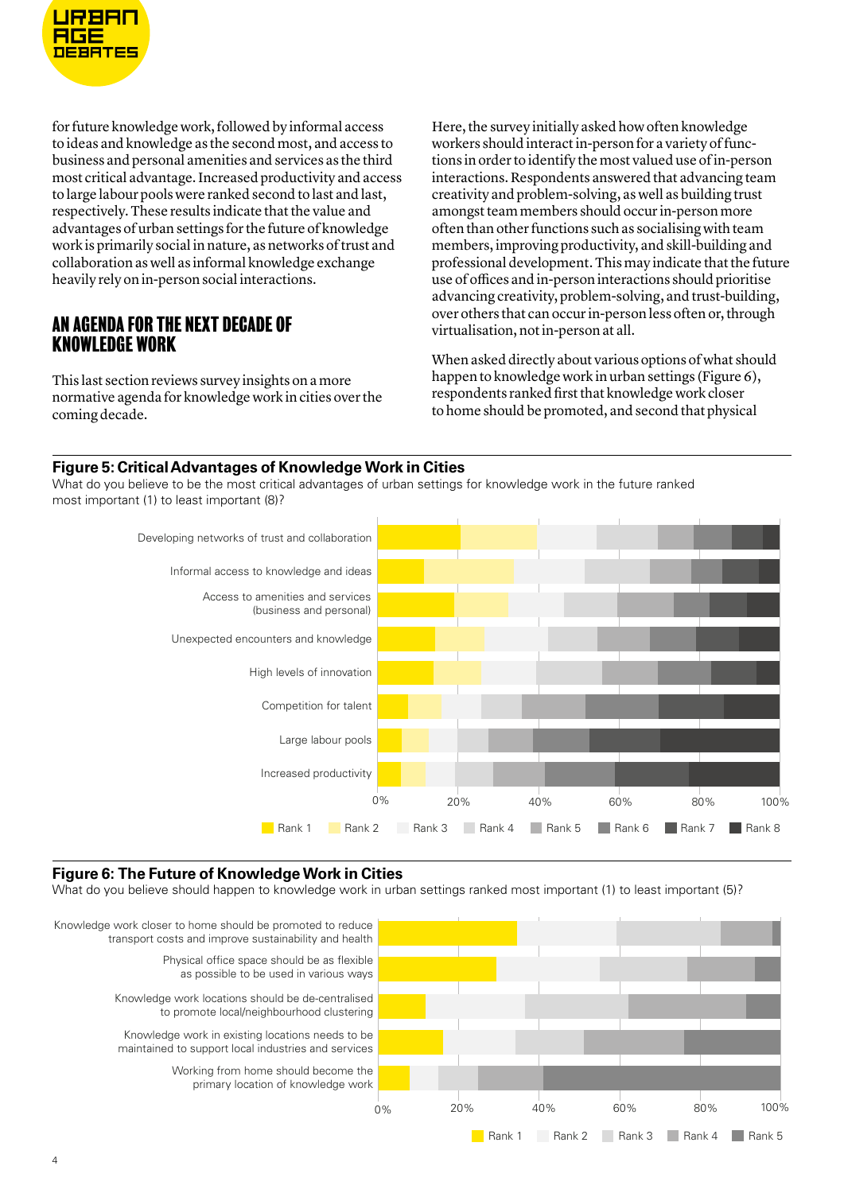for future knowledge work, followed by informal access to ideas and knowledge as the second most, and access to business and personal amenities and services as the third most critical advantage. Increased productivity and access to large labour pools were ranked second to last and last, respectively. These results indicate that the value and advantages of urban settings for the future of knowledge work is primarily social in nature, as networks of trust and collaboration as well as informal knowledge exchange heavily rely on in-person social interactions.

## AN AGENDA FOR THE NEXT DECADE OF KNOWLEDGE WORK

This last section reviews survey insights on a more normative agenda for knowledge work in cities over the coming decade.

Here, the survey initially asked how often knowledge workers should interact in-person for a variety of functions in order to identify the most valued use of in-person interactions. Respondents answered that advancing team creativity and problem-solving, as well as building trust amongst team members should occur in-person more often than other functions such as socialising with team members, improving productivity, and skill-building and professional development. This may indicate that the future use of offices and in-person interactions should prioritise advancing creativity, problem-solving, and trust-building, over others that can occur in-person less often or, through virtualisation, not in-person at all.

When asked directly about various options of what should happen to knowledge work in urban settings (Figure 6), respondents ranked first that knowledge work closer to home should be promoted, and second that physical

**Figure 5: Critical Advantages of Knowledge Work in Cities**

What do you believe to be the most critical advantages of urban settings for knowledge work in the future ranked most important (1) to least important (8)?

Categories: Developing networks of trust and collaboration; Informal access to knowledge and ideas; Access to amenities and services (business and personal); Unexpected encounters and knowledge; High levels of innovation; Competition for talent; Large labour pools; Increased productivity

Axis: 0%, 20%, 40%, 60%, 80%, 100%

Legend: Rank 1, Rank 2, Rank 3, Rank 4, Rank 5, Rank 6, Rank 7, Rank 8

**Figure 6: The Future of Knowledge Work in Cities**

What do you believe should happen to knowledge work in urban settings ranked most important (1) to least important (5)?

Categories: Knowledge work closer to home should be promoted to reduce transport costs and improve sustainability and health; Physical office space should be as flexible as possible to be used in various ways; Knowledge work locations should be de-centralised to promote local/neighbourhood clustering; Knowledge work in existing locations needs to be maintained to support local industries and services; Working from home should become the primary location of knowledge work

Axis: 0%, 20%, 40%, 60%, 80%, 100%

Legend: Rank 1, Rank 2, Rank 3, Rank 4, Rank 5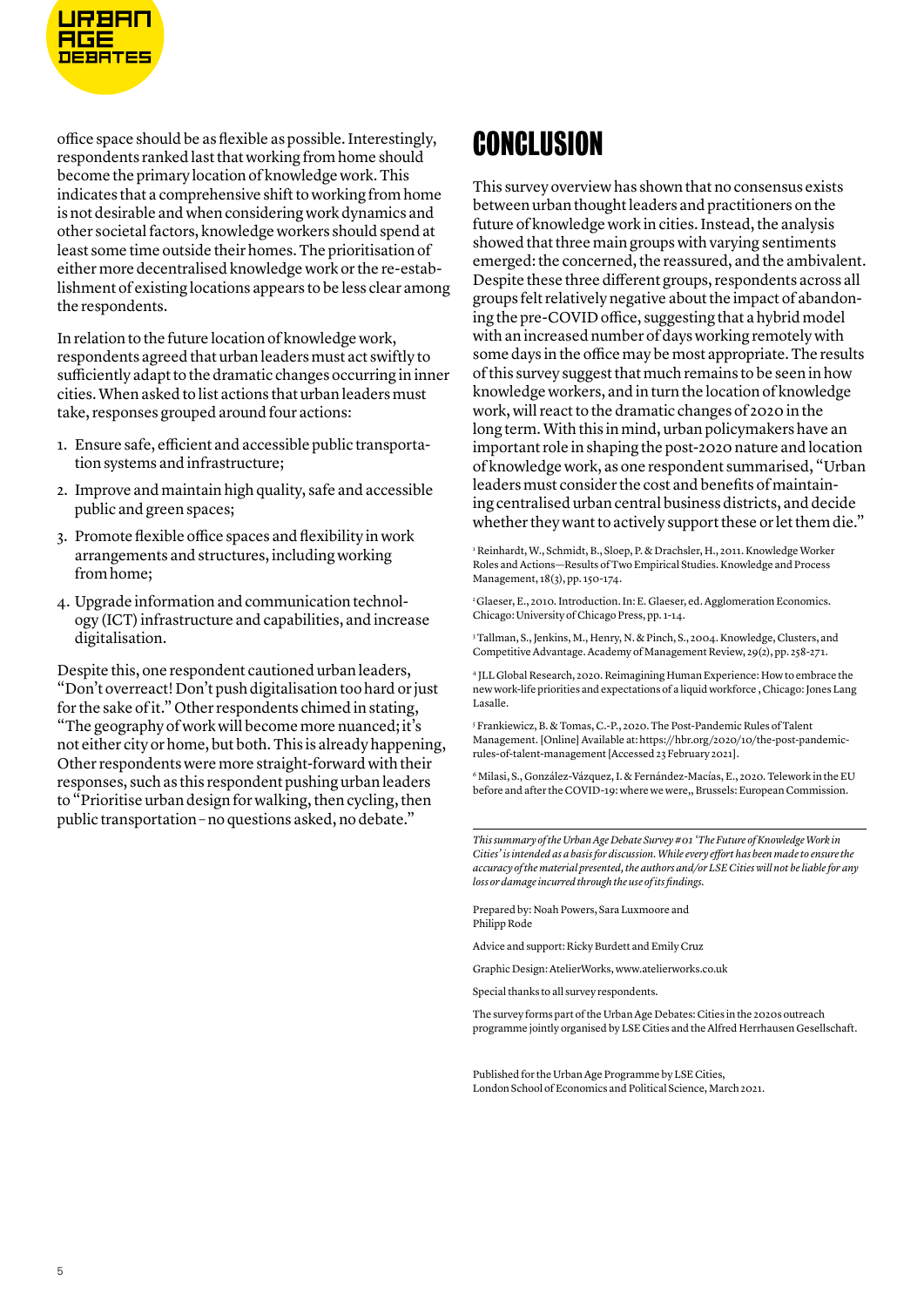office space should be as flexible as possible. Interestingly, respondents ranked last that working from home should become the primary location of knowledge work. This indicates that a comprehensive shift to working from home is not desirable and when considering work dynamics and other societal factors, knowledge workers should spend at least some time outside their homes. The prioritisation of either more decentralised knowledge work or the re-establishment of existing locations appears to be less clear among the respondents.

In relation to the future location of knowledge work, respondents agreed that urban leaders must act swiftly to sufficiently adapt to the dramatic changes occurring in inner cities. When asked to list actions that urban leaders must take, responses grouped around four actions:

1. Ensure safe, efficient and accessible public transportation systems and infrastructure;
2. Improve and maintain high quality, safe and accessible public and green spaces;
3. Promote flexible office spaces and flexibility in work arrangements and structures, including working from home;
4. Upgrade information and communication technology (ICT) infrastructure and capabilities, and increase digitalisation.

Despite this, one respondent cautioned urban leaders, "Don't overreact! Don't push digitalisation too hard or just for the sake of it." Other respondents chimed in stating, "The geography of work will become more nuanced; it's not either city or home, but both. This is already happening, Other respondents were more straight-forward with their responses, such as this respondent pushing urban leaders to "Prioritise urban design for walking, then cycling, then public transportation – no questions asked, no debate."

# CONCLUSION

This survey overview has shown that no consensus exists between urban thought leaders and practitioners on the future of knowledge work in cities. Instead, the analysis showed that three main groups with varying sentiments emerged: the concerned, the reassured, and the ambivalent. Despite these three different groups, respondents across all groups felt relatively negative about the impact of abandoning the pre-COVID office, suggesting that a hybrid model with an increased number of days working remotely with some days in the office may be most appropriate. The results of this survey suggest that much remains to be seen in how knowledge workers, and in turn the location of knowledge work, will react to the dramatic changes of 2020 in the long term. With this in mind, urban policymakers have an important role in shaping the post-2020 nature and location of knowledge work, as one respondent summarised, "Urban leaders must consider the cost and benefits of maintaining centralised urban central business districts, and decide whether they want to actively support these or let them die."

[1] Reinhardt, W., Schmidt, B., Sloep, P. & Drachsler, H., 2011. Knowledge Worker Roles and Actions—Results of Two Empirical Studies. Knowledge and Process Management, 18(3), pp. 150-174.

[2] Glaeser, E., 2010. Introduction. In: E. Glaeser, ed. Agglomeration Economics. Chicago: University of Chicago Press, pp. 1-14.

[3] Tallman, S., Jenkins, M., Henry, N. & Pinch, S., 2004. Knowledge, Clusters, and Competitive Advantage. Academy of Management Review, 29(2), pp. 258-271.

[4] JLL Global Research, 2020. Reimagining Human Experience: How to embrace the new work-life priorities and expectations of a liquid workforce , Chicago: Jones Lang Lasalle.

[5] Frankiewicz, B. & Tomas, C.-P., 2020. The Post-Pandemic Rules of Talent Management. [Online] Available at: https://hbr.org/2020/10/the-post-pandemic-rules-of-talent-management [Accessed 23 February 2021].

[6] Milasi, S., González-Vázquez, I. & Fernández-Macías, E., 2020. Telework in the EU before and after the COVID-19: where we were,, Brussels: European Commission.

*This summary of the Urban Age Debate Survey #01 'The Future of Knowledge Work in Cities' is intended as a basis for discussion. While every effort has been made to ensure the accuracy of the material presented, the authors and/or LSE Cities will not be liable for any loss or damage incurred through the use of its findings.*

Prepared by: Noah Powers, Sara Luxmoore and Philipp Rode

Advice and support: Ricky Burdett and Emily Cruz

Graphic Design: AtelierWorks, www.atelierworks.co.uk

Special thanks to all survey respondents.

The survey forms part of the Urban Age Debates: Cities in the 2020s outreach programme jointly organised by LSE Cities and the Alfred Herrhausen Gesellschaft.

Published for the Urban Age Programme by LSE Cities, London School of Economics and Political Science, March 2021.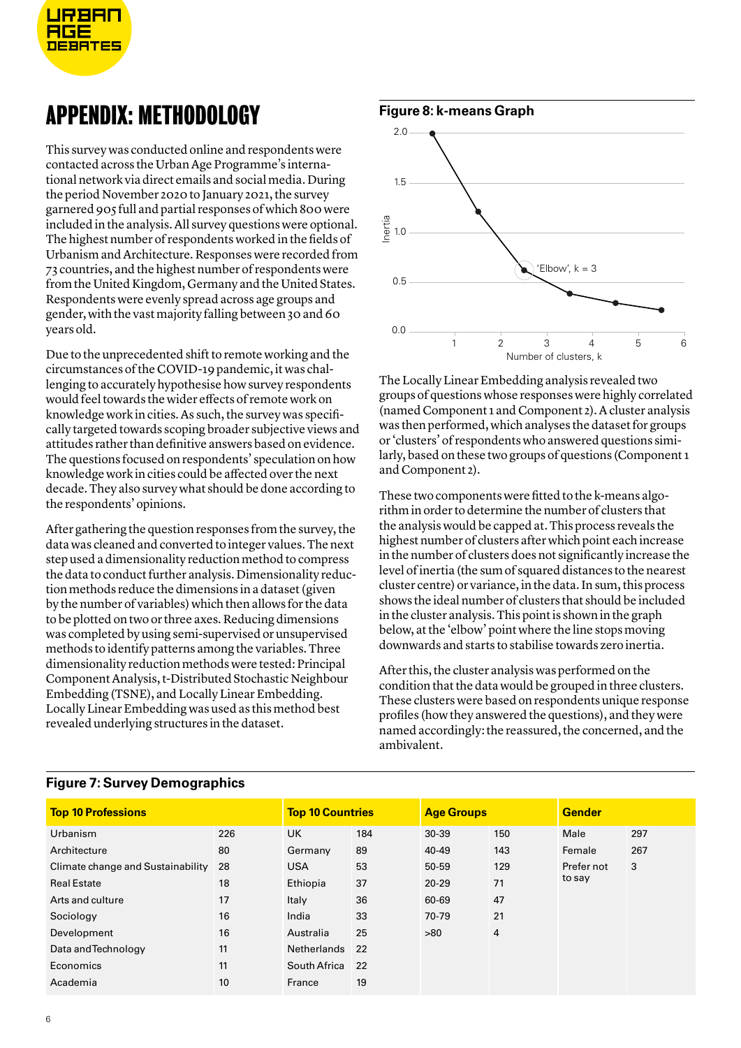# APPENDIX: METHODOLOGY

This survey was conducted online and respondents were contacted across the Urban Age Programme's international network via direct emails and social media. During the period November 2020 to January 2021, the survey garnered 905 full and partial responses of which 800 were included in the analysis. All survey questions were optional. The highest number of respondents worked in the fields of Urbanism and Architecture. Responses were recorded from 73 countries, and the highest number of respondents were from the United Kingdom, Germany and the United States. Respondents were evenly spread across age groups and gender, with the vast majority falling between 30 and 60 years old.

Due to the unprecedented shift to remote working and the circumstances of the COVID-19 pandemic, it was challenging to accurately hypothesise how survey respondents would feel towards the wider effects of remote work on knowledge work in cities. As such, the survey was specifically targeted towards scoping broader subjective views and attitudes rather than definitive answers based on evidence. The questions focused on respondents' speculation on how knowledge work in cities could be affected over the next decade. They also survey what should be done according to the respondents' opinions.

After gathering the question responses from the survey, the data was cleaned and converted to integer values. The next step used a dimensionality reduction method to compress the data to conduct further analysis. Dimensionality reduction methods reduce the dimensions in a dataset (given by the number of variables) which then allows for the data to be plotted on two or three axes. Reducing dimensions was completed by using semi-supervised or unsupervised methods to identify patterns among the variables. Three dimensionality reduction methods were tested: Principal Component Analysis, t-Distributed Stochastic Neighbour Embedding (TSNE), and Locally Linear Embedding. Locally Linear Embedding was used as this method best revealed underlying structures in the dataset.

## Figure 8: k-means Graph

2.0
1.5
1.0
0.5
0.0
Inertia
'Elbow', k = 3
1 2 3 4 5 6
Number of clusters, k

The Locally Linear Embedding analysis revealed two groups of questions whose responses were highly correlated (named Component 1 and Component 2). A cluster analysis was then performed, which analyses the dataset for groups or 'clusters' of respondents who answered questions similarly, based on these two groups of questions (Component 1 and Component 2).

These two components were fitted to the k-means algorithm in order to determine the number of clusters that the analysis would be capped at. This process reveals the highest number of clusters after which point each increase in the number of clusters does not significantly increase the level of inertia (the sum of squared distances to the nearest cluster centre) or variance, in the data. In sum, this process shows the ideal number of clusters that should be included in the cluster analysis. This point is shown in the graph below, at the 'elbow' point where the line stops moving downwards and starts to stabilise towards zero inertia.

After this, the cluster analysis was performed on the condition that the data would be grouped in three clusters. These clusters were based on respondents unique response profiles (how they answered the questions), and they were named accordingly: the reassured, the concerned, and the ambivalent.

## Figure 7: Survey Demographics

| Top 10 Professions | | Top 10 Countries | | Age Groups | | Gender | |
|---|---|---|---|---|---|---|---|
| Urbanism | 226 | UK | 184 | 30-39 | 150 | Male | 297 |
| Architecture | 80 | Germany | 89 | 40-49 | 143 | Female | 267 |
| Climate change and Sustainability | 28 | USA | 53 | 50-59 | 129 | Prefer not to say | 3 |
| Real Estate | 18 | Ethiopia | 37 | 20-29 | 71 | | |
| Arts and culture | 17 | Italy | 36 | 60-69 | 47 | | |
| Sociology | 16 | India | 33 | 70-79 | 21 | | |
| Development | 16 | Australia | 25 | >80 | 4 | | |
| Data and Technology | 11 | Netherlands | 22 | | | | |
| Economics | 11 | South Africa | 22 | | | | |
| Academia | 10 | France | 19 | | | | |